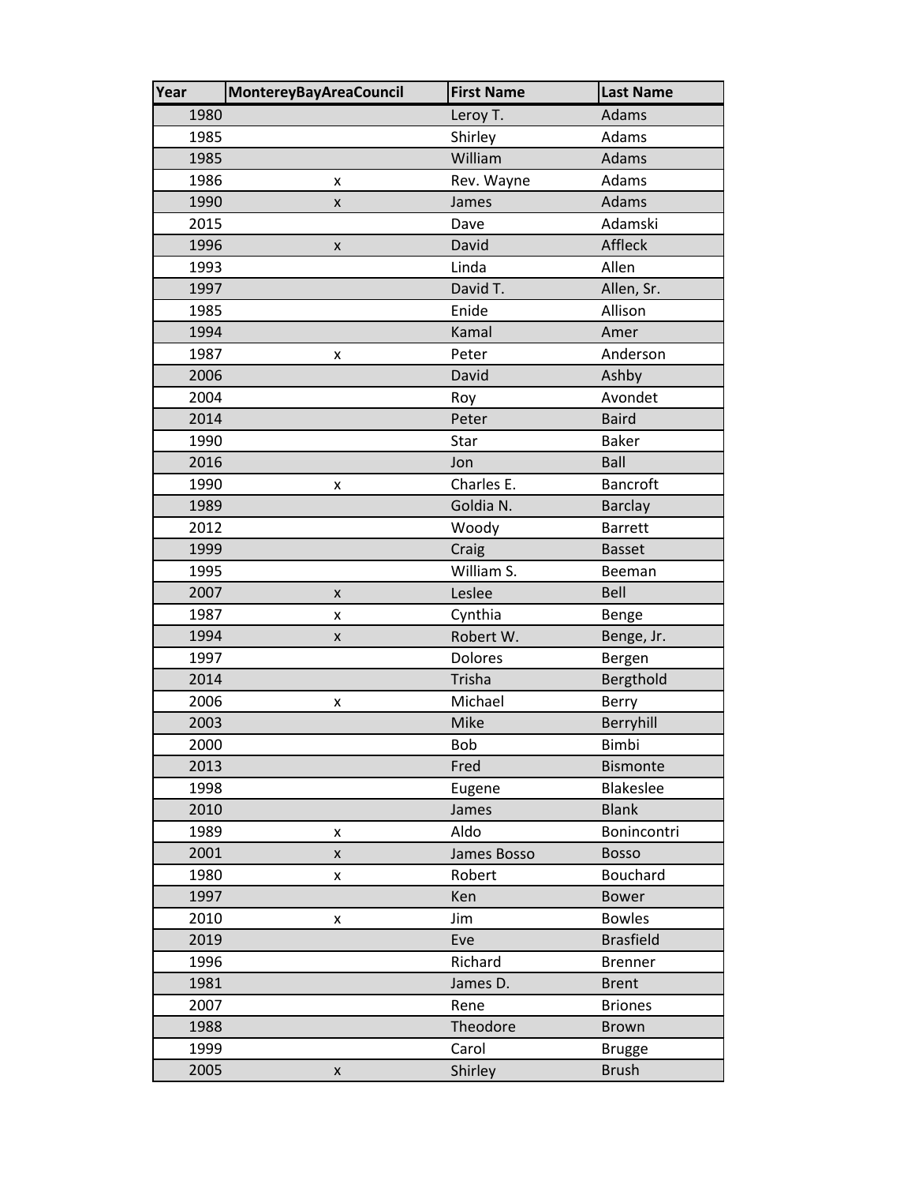| Year | MontereyBayAreaCouncil | First Name | Last Name |
|---|---|---|---|
| 1980 | | Leroy T. | Adams |
| 1985 | | Shirley | Adams |
| 1985 | | William | Adams |
| 1986 | x | Rev. Wayne | Adams |
| 1990 | x | James | Adams |
| 2015 | | Dave | Adamski |
| 1996 | x | David | Affleck |
| 1993 | | Linda | Allen |
| 1997 | | David T. | Allen, Sr. |
| 1985 | | Enide | Allison |
| 1994 | | Kamal | Amer |
| 1987 | x | Peter | Anderson |
| 2006 | | David | Ashby |
| 2004 | | Roy | Avondet |
| 2014 | | Peter | Baird |
| 1990 | | Star | Baker |
| 2016 | | Jon | Ball |
| 1990 | x | Charles E. | Bancroft |
| 1989 | | Goldia N. | Barclay |
| 2012 | | Woody | Barrett |
| 1999 | | Craig | Basset |
| 1995 | | William S. | Beeman |
| 2007 | x | Leslee | Bell |
| 1987 | x | Cynthia | Benge |
| 1994 | x | Robert W. | Benge, Jr. |
| 1997 | | Dolores | Bergen |
| 2014 | | Trisha | Bergthold |
| 2006 | x | Michael | Berry |
| 2003 | | Mike | Berryhill |
| 2000 | | Bob | Bimbi |
| 2013 | | Fred | Bismonte |
| 1998 | | Eugene | Blakeslee |
| 2010 | | James | Blank |
| 1989 | x | Aldo | Bonincontri |
| 2001 | x | James Bosso | Bosso |
| 1980 | x | Robert | Bouchard |
| 1997 | | Ken | Bower |
| 2010 | x | Jim | Bowles |
| 2019 | | Eve | Brasfield |
| 1996 | | Richard | Brenner |
| 1981 | | James D. | Brent |
| 2007 | | Rene | Briones |
| 1988 | | Theodore | Brown |
| 1999 | | Carol | Brugge |
| 2005 | x | Shirley | Brush |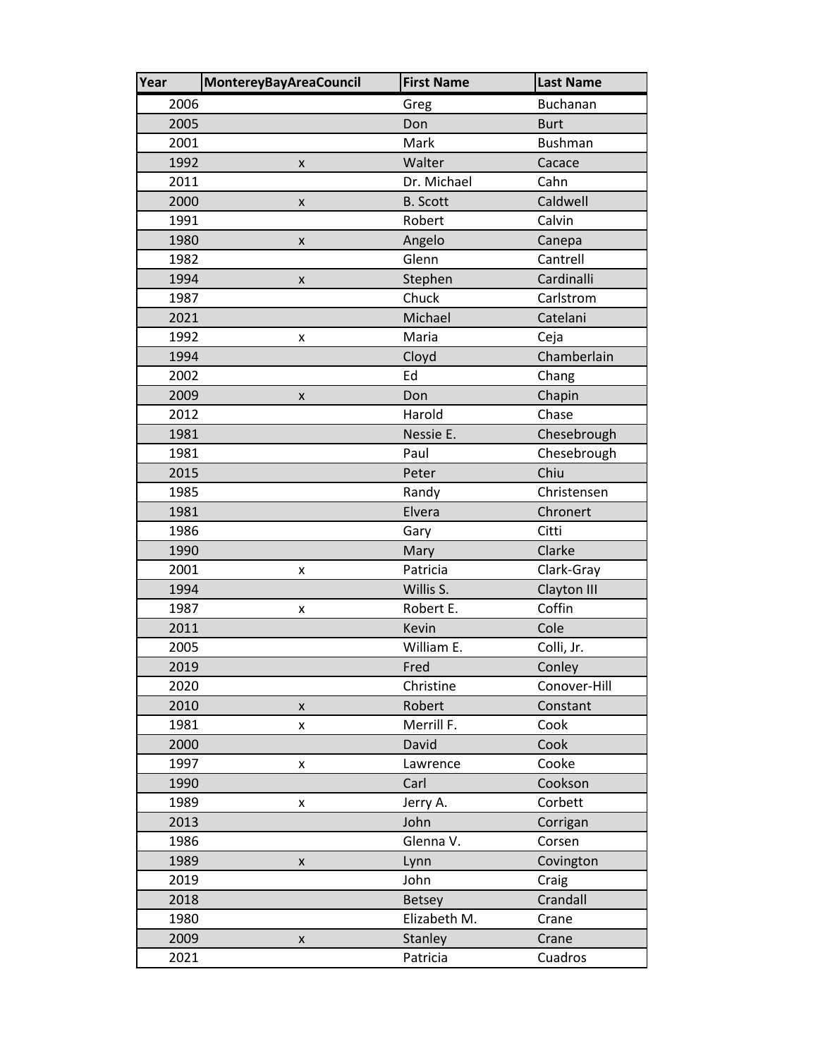| Year | MontereyBayAreaCouncil | First Name | Last Name |
| --- | --- | --- | --- |
| 2006 | | Greg | Buchanan |
| 2005 | | Don | Burt |
| 2001 | | Mark | Bushman |
| 1992 | x | Walter | Cacace |
| 2011 | | Dr. Michael | Cahn |
| 2000 | x | B. Scott | Caldwell |
| 1991 | | Robert | Calvin |
| 1980 | x | Angelo | Canepa |
| 1982 | | Glenn | Cantrell |
| 1994 | x | Stephen | Cardinalli |
| 1987 | | Chuck | Carlstrom |
| 2021 | | Michael | Catelani |
| 1992 | x | Maria | Ceja |
| 1994 | | Cloyd | Chamberlain |
| 2002 | | Ed | Chang |
| 2009 | x | Don | Chapin |
| 2012 | | Harold | Chase |
| 1981 | | Nessie E. | Chesebrough |
| 1981 | | Paul | Chesebrough |
| 2015 | | Peter | Chiu |
| 1985 | | Randy | Christensen |
| 1981 | | Elvera | Chronert |
| 1986 | | Gary | Citti |
| 1990 | | Mary | Clarke |
| 2001 | x | Patricia | Clark-Gray |
| 1994 | | Willis S. | Clayton III |
| 1987 | x | Robert E. | Coffin |
| 2011 | | Kevin | Cole |
| 2005 | | William E. | Colli, Jr. |
| 2019 | | Fred | Conley |
| 2020 | | Christine | Conover-Hill |
| 2010 | x | Robert | Constant |
| 1981 | x | Merrill F. | Cook |
| 2000 | | David | Cook |
| 1997 | x | Lawrence | Cooke |
| 1990 | | Carl | Cookson |
| 1989 | x | Jerry A. | Corbett |
| 2013 | | John | Corrigan |
| 1986 | | Glenna V. | Corsen |
| 1989 | x | Lynn | Covington |
| 2019 | | John | Craig |
| 2018 | | Betsey | Crandall |
| 1980 | | Elizabeth M. | Crane |
| 2009 | x | Stanley | Crane |
| 2021 | | Patricia | Cuadros |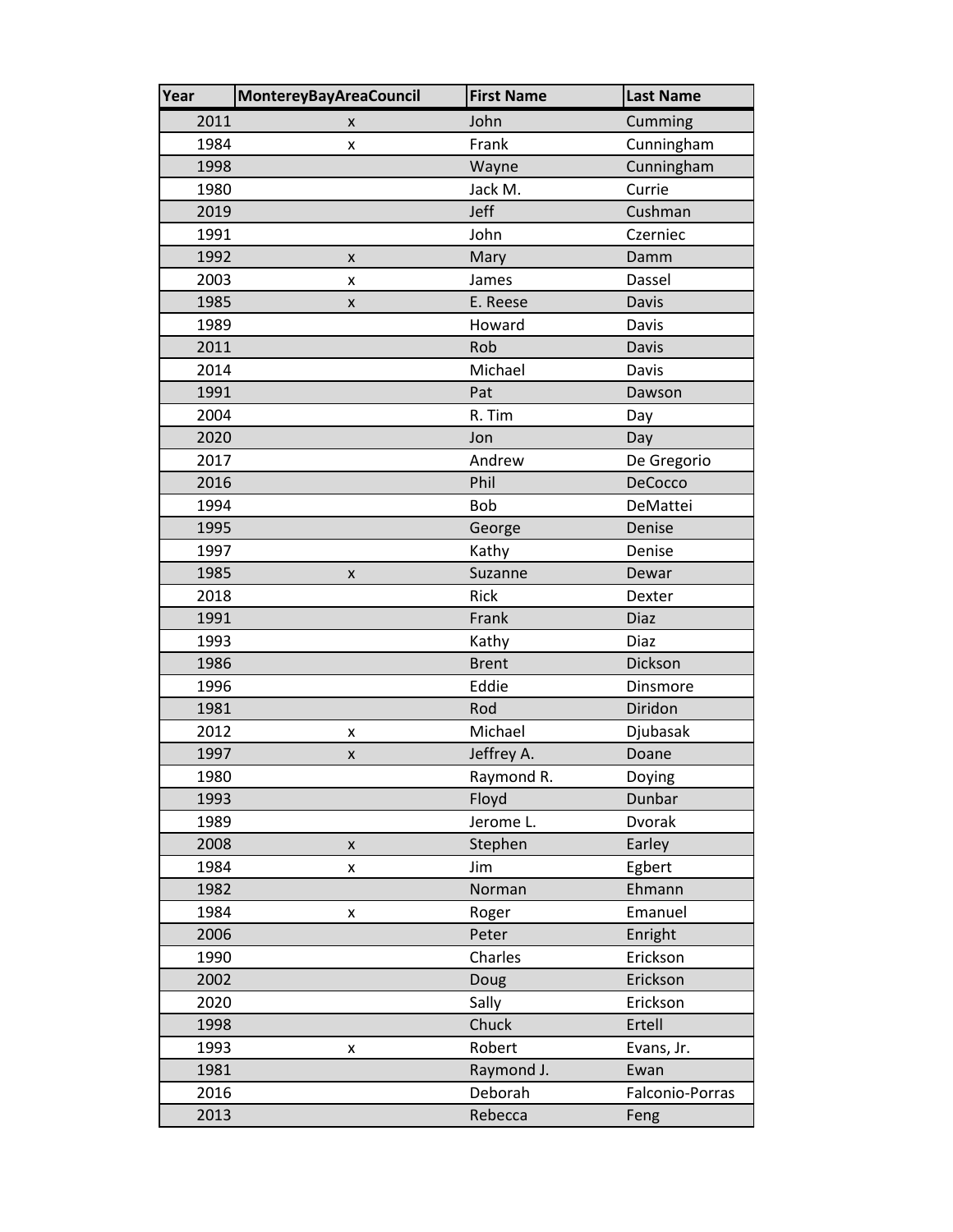| Year | MontereyBayAreaCouncil | First Name | Last Name |
|---|---|---|---|
| 2011 | x | John | Cumming |
| 1984 | x | Frank | Cunningham |
| 1998 | | Wayne | Cunningham |
| 1980 | | Jack M. | Currie |
| 2019 | | Jeff | Cushman |
| 1991 | | John | Czerniec |
| 1992 | x | Mary | Damm |
| 2003 | x | James | Dassel |
| 1985 | x | E. Reese | Davis |
| 1989 | | Howard | Davis |
| 2011 | | Rob | Davis |
| 2014 | | Michael | Davis |
| 1991 | | Pat | Dawson |
| 2004 | | R. Tim | Day |
| 2020 | | Jon | Day |
| 2017 | | Andrew | De Gregorio |
| 2016 | | Phil | DeCocco |
| 1994 | | Bob | DeMattei |
| 1995 | | George | Denise |
| 1997 | | Kathy | Denise |
| 1985 | x | Suzanne | Dewar |
| 2018 | | Rick | Dexter |
| 1991 | | Frank | Diaz |
| 1993 | | Kathy | Diaz |
| 1986 | | Brent | Dickson |
| 1996 | | Eddie | Dinsmore |
| 1981 | | Rod | Diridon |
| 2012 | x | Michael | Djubasak |
| 1997 | x | Jeffrey A. | Doane |
| 1980 | | Raymond R. | Doying |
| 1993 | | Floyd | Dunbar |
| 1989 | | Jerome L. | Dvorak |
| 2008 | x | Stephen | Earley |
| 1984 | x | Jim | Egbert |
| 1982 | | Norman | Ehmann |
| 1984 | x | Roger | Emanuel |
| 2006 | | Peter | Enright |
| 1990 | | Charles | Erickson |
| 2002 | | Doug | Erickson |
| 2020 | | Sally | Erickson |
| 1998 | | Chuck | Ertell |
| 1993 | x | Robert | Evans, Jr. |
| 1981 | | Raymond J. | Ewan |
| 2016 | | Deborah | Falconio-Porras |
| 2013 | | Rebecca | Feng |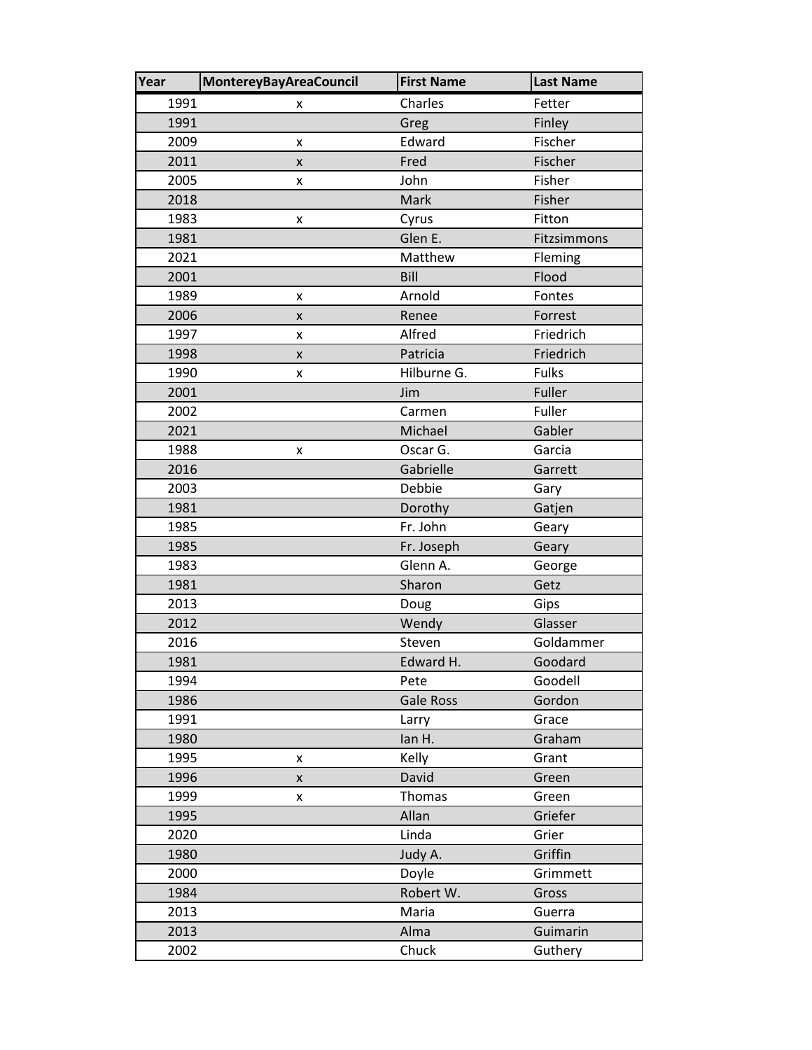| Year | MontereyBayAreaCouncil | First Name | Last Name |
|---|---|---|---|
| 1991 | x | Charles | Fetter |
| 1991 | | Greg | Finley |
| 2009 | x | Edward | Fischer |
| 2011 | x | Fred | Fischer |
| 2005 | x | John | Fisher |
| 2018 | | Mark | Fisher |
| 1983 | x | Cyrus | Fitton |
| 1981 | | Glen E. | Fitzsimmons |
| 2021 | | Matthew | Fleming |
| 2001 | | Bill | Flood |
| 1989 | x | Arnold | Fontes |
| 2006 | x | Renee | Forrest |
| 1997 | x | Alfred | Friedrich |
| 1998 | x | Patricia | Friedrich |
| 1990 | x | Hilburne G. | Fulks |
| 2001 | | Jim | Fuller |
| 2002 | | Carmen | Fuller |
| 2021 | | Michael | Gabler |
| 1988 | x | Oscar G. | Garcia |
| 2016 | | Gabrielle | Garrett |
| 2003 | | Debbie | Gary |
| 1981 | | Dorothy | Gatjen |
| 1985 | | Fr. John | Geary |
| 1985 | | Fr. Joseph | Geary |
| 1983 | | Glenn A. | George |
| 1981 | | Sharon | Getz |
| 2013 | | Doug | Gips |
| 2012 | | Wendy | Glasser |
| 2016 | | Steven | Goldammer |
| 1981 | | Edward H. | Goodard |
| 1994 | | Pete | Goodell |
| 1986 | | Gale Ross | Gordon |
| 1991 | | Larry | Grace |
| 1980 | | Ian H. | Graham |
| 1995 | x | Kelly | Grant |
| 1996 | x | David | Green |
| 1999 | x | Thomas | Green |
| 1995 | | Allan | Griefer |
| 2020 | | Linda | Grier |
| 1980 | | Judy A. | Griffin |
| 2000 | | Doyle | Grimmett |
| 1984 | | Robert W. | Gross |
| 2013 | | Maria | Guerra |
| 2013 | | Alma | Guimarin |
| 2002 | | Chuck | Guthery |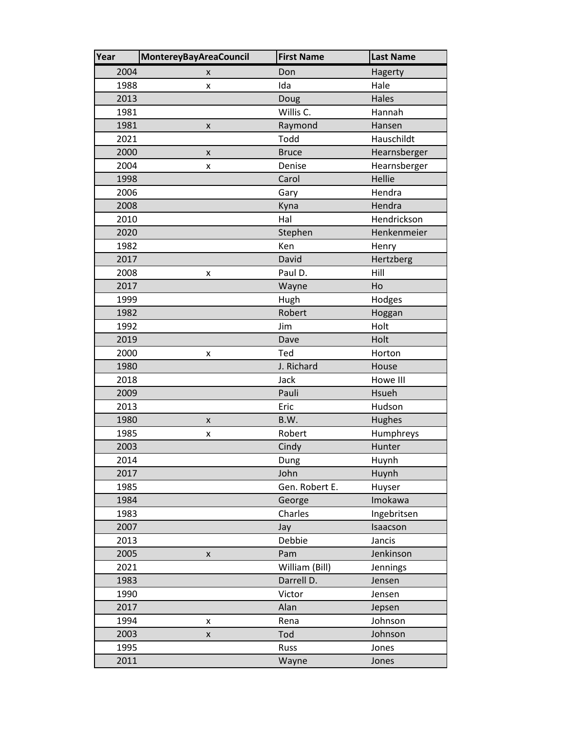| Year | MontereyBayAreaCouncil | First Name | Last Name |
| --- | --- | --- | --- |
| 2004 | x | Don | Hagerty |
| 1988 | x | Ida | Hale |
| 2013 | | Doug | Hales |
| 1981 | | Willis C. | Hannah |
| 1981 | x | Raymond | Hansen |
| 2021 | | Todd | Hauschildt |
| 2000 | x | Bruce | Hearnsberger |
| 2004 | x | Denise | Hearnsberger |
| 1998 | | Carol | Hellie |
| 2006 | | Gary | Hendra |
| 2008 | | Kyna | Hendra |
| 2010 | | Hal | Hendrickson |
| 2020 | | Stephen | Henkenmeier |
| 1982 | | Ken | Henry |
| 2017 | | David | Hertzberg |
| 2008 | x | Paul D. | Hill |
| 2017 | | Wayne | Ho |
| 1999 | | Hugh | Hodges |
| 1982 | | Robert | Hoggan |
| 1992 | | Jim | Holt |
| 2019 | | Dave | Holt |
| 2000 | x | Ted | Horton |
| 1980 | | J. Richard | House |
| 2018 | | Jack | Howe III |
| 2009 | | Pauli | Hsueh |
| 2013 | | Eric | Hudson |
| 1980 | x | B.W. | Hughes |
| 1985 | x | Robert | Humphreys |
| 2003 | | Cindy | Hunter |
| 2014 | | Dung | Huynh |
| 2017 | | John | Huynh |
| 1985 | | Gen. Robert E. | Huyser |
| 1984 | | George | Imokawa |
| 1983 | | Charles | Ingebritsen |
| 2007 | | Jay | Isaacson |
| 2013 | | Debbie | Jancis |
| 2005 | x | Pam | Jenkinson |
| 2021 | | William (Bill) | Jennings |
| 1983 | | Darrell D. | Jensen |
| 1990 | | Victor | Jensen |
| 2017 | | Alan | Jepsen |
| 1994 | x | Rena | Johnson |
| 2003 | x | Tod | Johnson |
| 1995 | | Russ | Jones |
| 2011 | | Wayne | Jones |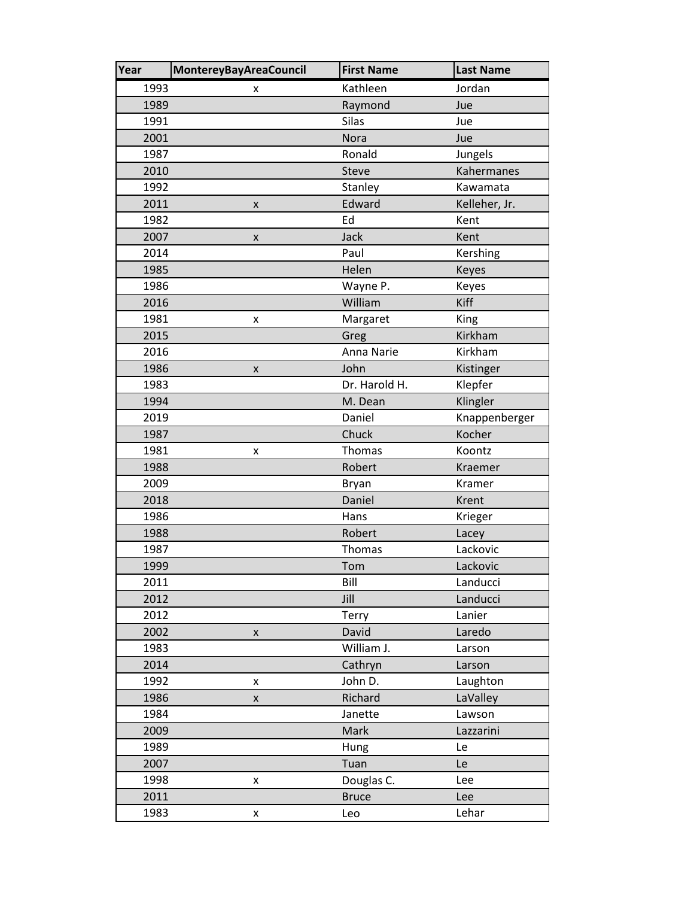| Year | MontereyBayAreaCouncil | First Name | Last Name |
|---|---|---|---|
| 1993 | x | Kathleen | Jordan |
| 1989 | | Raymond | Jue |
| 1991 | | Silas | Jue |
| 2001 | | Nora | Jue |
| 1987 | | Ronald | Jungels |
| 2010 | | Steve | Kahermanes |
| 1992 | | Stanley | Kawamata |
| 2011 | x | Edward | Kelleher, Jr. |
| 1982 | | Ed | Kent |
| 2007 | x | Jack | Kent |
| 2014 | | Paul | Kershing |
| 1985 | | Helen | Keyes |
| 1986 | | Wayne P. | Keyes |
| 2016 | | William | Kiff |
| 1981 | x | Margaret | King |
| 2015 | | Greg | Kirkham |
| 2016 | | Anna Narie | Kirkham |
| 1986 | x | John | Kistinger |
| 1983 | | Dr. Harold H. | Klepfer |
| 1994 | | M. Dean | Klingler |
| 2019 | | Daniel | Knappenberger |
| 1987 | | Chuck | Kocher |
| 1981 | x | Thomas | Koontz |
| 1988 | | Robert | Kraemer |
| 2009 | | Bryan | Kramer |
| 2018 | | Daniel | Krent |
| 1986 | | Hans | Krieger |
| 1988 | | Robert | Lacey |
| 1987 | | Thomas | Lackovic |
| 1999 | | Tom | Lackovic |
| 2011 | | Bill | Landucci |
| 2012 | | Jill | Landucci |
| 2012 | | Terry | Lanier |
| 2002 | x | David | Laredo |
| 1983 | | William J. | Larson |
| 2014 | | Cathryn | Larson |
| 1992 | x | John D. | Laughton |
| 1986 | x | Richard | LaValley |
| 1984 | | Janette | Lawson |
| 2009 | | Mark | Lazzarini |
| 1989 | | Hung | Le |
| 2007 | | Tuan | Le |
| 1998 | x | Douglas C. | Lee |
| 2011 | | Bruce | Lee |
| 1983 | x | Leo | Lehar |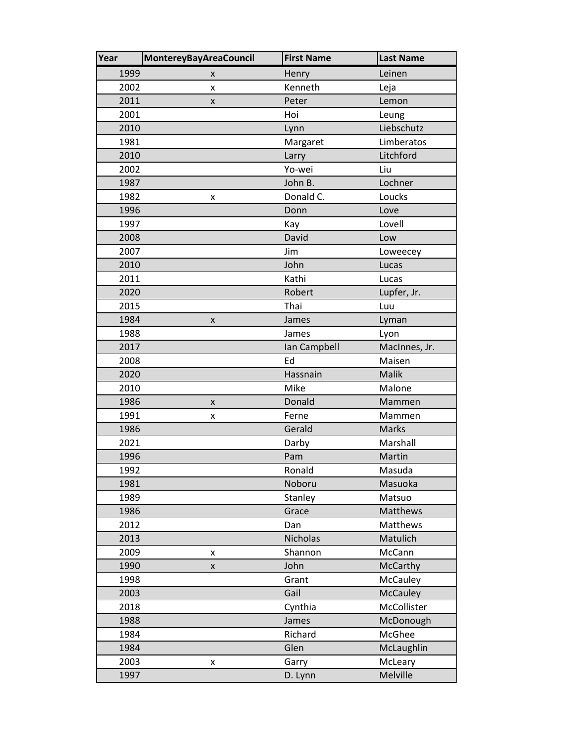| Year | MontereyBayAreaCouncil | First Name | Last Name |
|---|---|---|---|
| 1999 | x | Henry | Leinen |
| 2002 | x | Kenneth | Leja |
| 2011 | x | Peter | Lemon |
| 2001 | | Hoi | Leung |
| 2010 | | Lynn | Liebschutz |
| 1981 | | Margaret | Limberatos |
| 2010 | | Larry | Litchford |
| 2002 | | Yo-wei | Liu |
| 1987 | | John B. | Lochner |
| 1982 | x | Donald C. | Loucks |
| 1996 | | Donn | Love |
| 1997 | | Kay | Lovell |
| 2008 | | David | Low |
| 2007 | | Jim | Loweecey |
| 2010 | | John | Lucas |
| 2011 | | Kathi | Lucas |
| 2020 | | Robert | Lupfer, Jr. |
| 2015 | | Thai | Luu |
| 1984 | x | James | Lyman |
| 1988 | | James | Lyon |
| 2017 | | Ian Campbell | MacInnes, Jr. |
| 2008 | | Ed | Maisen |
| 2020 | | Hassnain | Malik |
| 2010 | | Mike | Malone |
| 1986 | x | Donald | Mammen |
| 1991 | x | Ferne | Mammen |
| 1986 | | Gerald | Marks |
| 2021 | | Darby | Marshall |
| 1996 | | Pam | Martin |
| 1992 | | Ronald | Masuda |
| 1981 | | Noboru | Masuoka |
| 1989 | | Stanley | Matsuo |
| 1986 | | Grace | Matthews |
| 2012 | | Dan | Matthews |
| 2013 | | Nicholas | Matulich |
| 2009 | x | Shannon | McCann |
| 1990 | x | John | McCarthy |
| 1998 | | Grant | McCauley |
| 2003 | | Gail | McCauley |
| 2018 | | Cynthia | McCollister |
| 1988 | | James | McDonough |
| 1984 | | Richard | McGhee |
| 1984 | | Glen | McLaughlin |
| 2003 | x | Garry | McLeary |
| 1997 | | D. Lynn | Melville |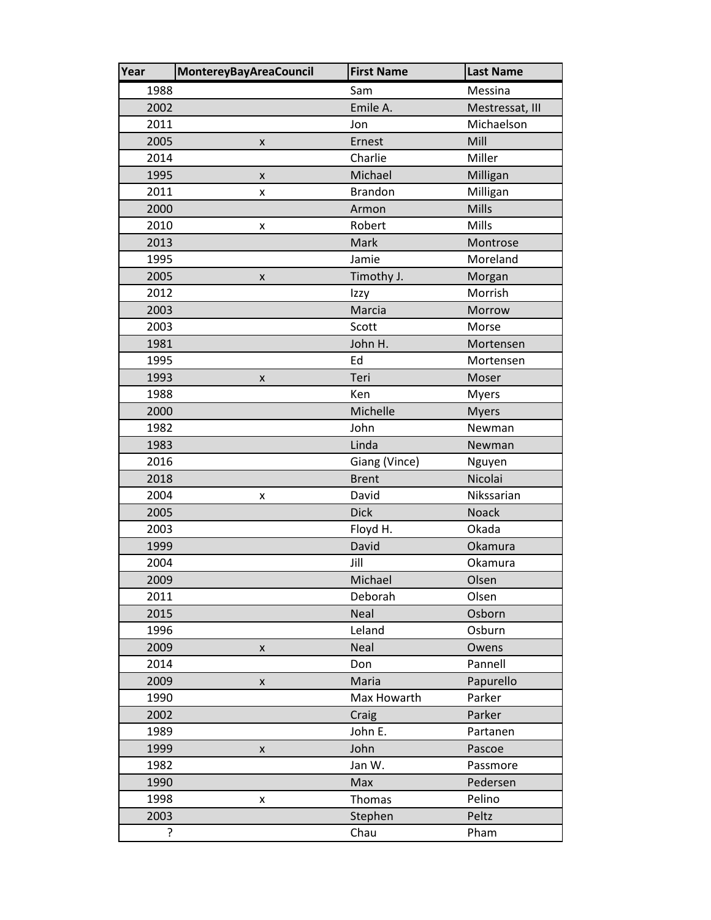| Year | MontereyBayAreaCouncil | First Name | Last Name |
|---|---|---|---|
| 1988 | | Sam | Messina |
| 2002 | | Emile A. | Mestressat, III |
| 2011 | | Jon | Michaelson |
| 2005 | x | Ernest | Mill |
| 2014 | | Charlie | Miller |
| 1995 | x | Michael | Milligan |
| 2011 | x | Brandon | Milligan |
| 2000 | | Armon | Mills |
| 2010 | x | Robert | Mills |
| 2013 | | Mark | Montrose |
| 1995 | | Jamie | Moreland |
| 2005 | x | Timothy J. | Morgan |
| 2012 | | Izzy | Morrish |
| 2003 | | Marcia | Morrow |
| 2003 | | Scott | Morse |
| 1981 | | John H. | Mortensen |
| 1995 | | Ed | Mortensen |
| 1993 | x | Teri | Moser |
| 1988 | | Ken | Myers |
| 2000 | | Michelle | Myers |
| 1982 | | John | Newman |
| 1983 | | Linda | Newman |
| 2016 | | Giang (Vince) | Nguyen |
| 2018 | | Brent | Nicolai |
| 2004 | x | David | Nikssarian |
| 2005 | | Dick | Noack |
| 2003 | | Floyd H. | Okada |
| 1999 | | David | Okamura |
| 2004 | | Jill | Okamura |
| 2009 | | Michael | Olsen |
| 2011 | | Deborah | Olsen |
| 2015 | | Neal | Osborn |
| 1996 | | Leland | Osburn |
| 2009 | x | Neal | Owens |
| 2014 | | Don | Pannell |
| 2009 | x | Maria | Papurello |
| 1990 | | Max Howarth | Parker |
| 2002 | | Craig | Parker |
| 1989 | | John E. | Partanen |
| 1999 | x | John | Pascoe |
| 1982 | | Jan W. | Passmore |
| 1990 | | Max | Pedersen |
| 1998 | x | Thomas | Pelino |
| 2003 | | Stephen | Peltz |
| ? | | Chau | Pham |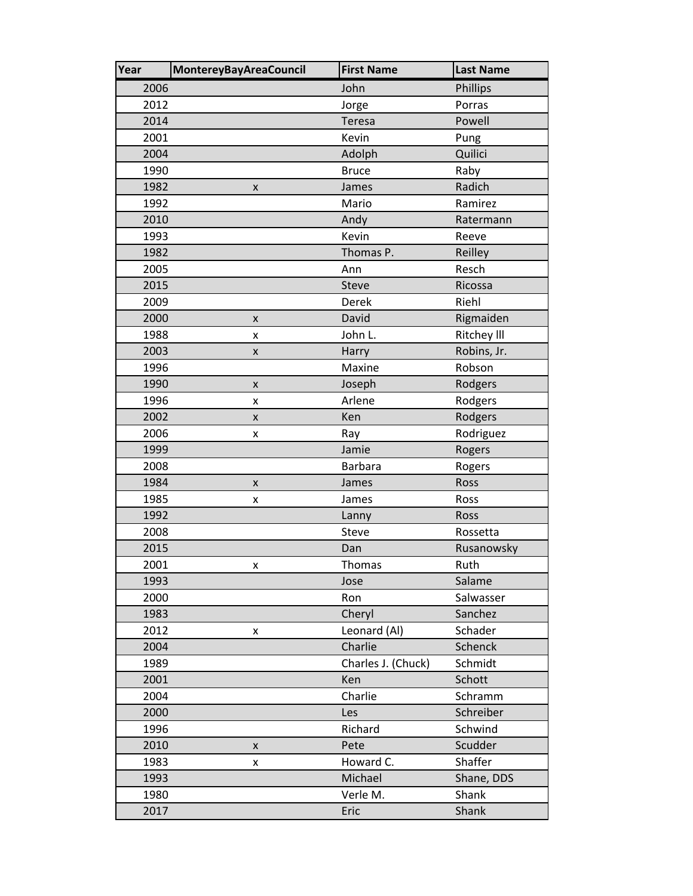| Year | MontereyBayAreaCouncil | First Name | Last Name |
|---|---|---|---|
| 2006 | | John | Phillips |
| 2012 | | Jorge | Porras |
| 2014 | | Teresa | Powell |
| 2001 | | Kevin | Pung |
| 2004 | | Adolph | Quilici |
| 1990 | | Bruce | Raby |
| 1982 | x | James | Radich |
| 1992 | | Mario | Ramirez |
| 2010 | | Andy | Ratermann |
| 1993 | | Kevin | Reeve |
| 1982 | | Thomas P. | Reilley |
| 2005 | | Ann | Resch |
| 2015 | | Steve | Ricossa |
| 2009 | | Derek | Riehl |
| 2000 | x | David | Rigmaiden |
| 1988 | x | John L. | Ritchey lll |
| 2003 | x | Harry | Robins, Jr. |
| 1996 | | Maxine | Robson |
| 1990 | x | Joseph | Rodgers |
| 1996 | x | Arlene | Rodgers |
| 2002 | x | Ken | Rodgers |
| 2006 | x | Ray | Rodriguez |
| 1999 | | Jamie | Rogers |
| 2008 | | Barbara | Rogers |
| 1984 | x | James | Ross |
| 1985 | x | James | Ross |
| 1992 | | Lanny | Ross |
| 2008 | | Steve | Rossetta |
| 2015 | | Dan | Rusanowsky |
| 2001 | x | Thomas | Ruth |
| 1993 | | Jose | Salame |
| 2000 | | Ron | Salwasser |
| 1983 | | Cheryl | Sanchez |
| 2012 | x | Leonard (Al) | Schader |
| 2004 | | Charlie | Schenck |
| 1989 | | Charles J. (Chuck) | Schmidt |
| 2001 | | Ken | Schott |
| 2004 | | Charlie | Schramm |
| 2000 | | Les | Schreiber |
| 1996 | | Richard | Schwind |
| 2010 | x | Pete | Scudder |
| 1983 | x | Howard C. | Shaffer |
| 1993 | | Michael | Shane, DDS |
| 1980 | | Verle M. | Shank |
| 2017 | | Eric | Shank |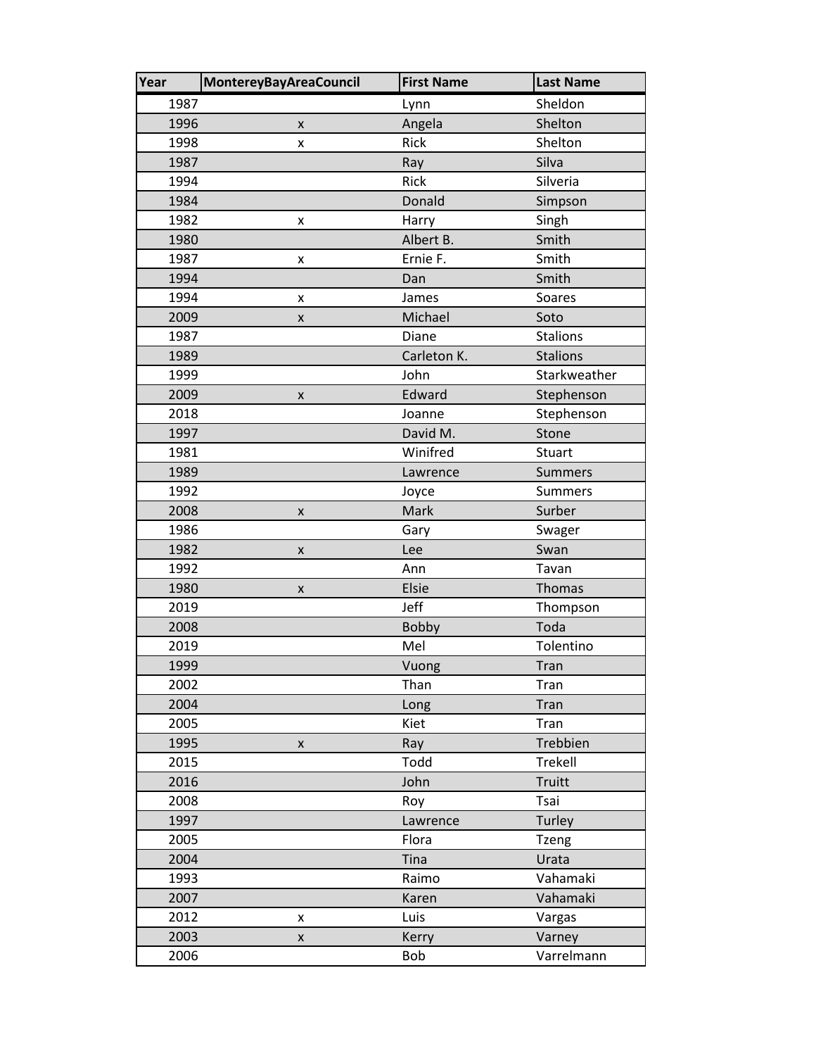| Year | MontereyBayAreaCouncil | First Name | Last Name |
|---|---|---|---|
| 1987 | | Lynn | Sheldon |
| 1996 | x | Angela | Shelton |
| 1998 | x | Rick | Shelton |
| 1987 | | Ray | Silva |
| 1994 | | Rick | Silveria |
| 1984 | | Donald | Simpson |
| 1982 | x | Harry | Singh |
| 1980 | | Albert B. | Smith |
| 1987 | x | Ernie F. | Smith |
| 1994 | | Dan | Smith |
| 1994 | x | James | Soares |
| 2009 | x | Michael | Soto |
| 1987 | | Diane | Stalions |
| 1989 | | Carleton K. | Stalions |
| 1999 | | John | Starkweather |
| 2009 | x | Edward | Stephenson |
| 2018 | | Joanne | Stephenson |
| 1997 | | David M. | Stone |
| 1981 | | Winifred | Stuart |
| 1989 | | Lawrence | Summers |
| 1992 | | Joyce | Summers |
| 2008 | x | Mark | Surber |
| 1986 | | Gary | Swager |
| 1982 | x | Lee | Swan |
| 1992 | | Ann | Tavan |
| 1980 | x | Elsie | Thomas |
| 2019 | | Jeff | Thompson |
| 2008 | | Bobby | Toda |
| 2019 | | Mel | Tolentino |
| 1999 | | Vuong | Tran |
| 2002 | | Than | Tran |
| 2004 | | Long | Tran |
| 2005 | | Kiet | Tran |
| 1995 | x | Ray | Trebbien |
| 2015 | | Todd | Trekell |
| 2016 | | John | Truitt |
| 2008 | | Roy | Tsai |
| 1997 | | Lawrence | Turley |
| 2005 | | Flora | Tzeng |
| 2004 | | Tina | Urata |
| 1993 | | Raimo | Vahamaki |
| 2007 | | Karen | Vahamaki |
| 2012 | x | Luis | Vargas |
| 2003 | x | Kerry | Varney |
| 2006 | | Bob | Varrelmann |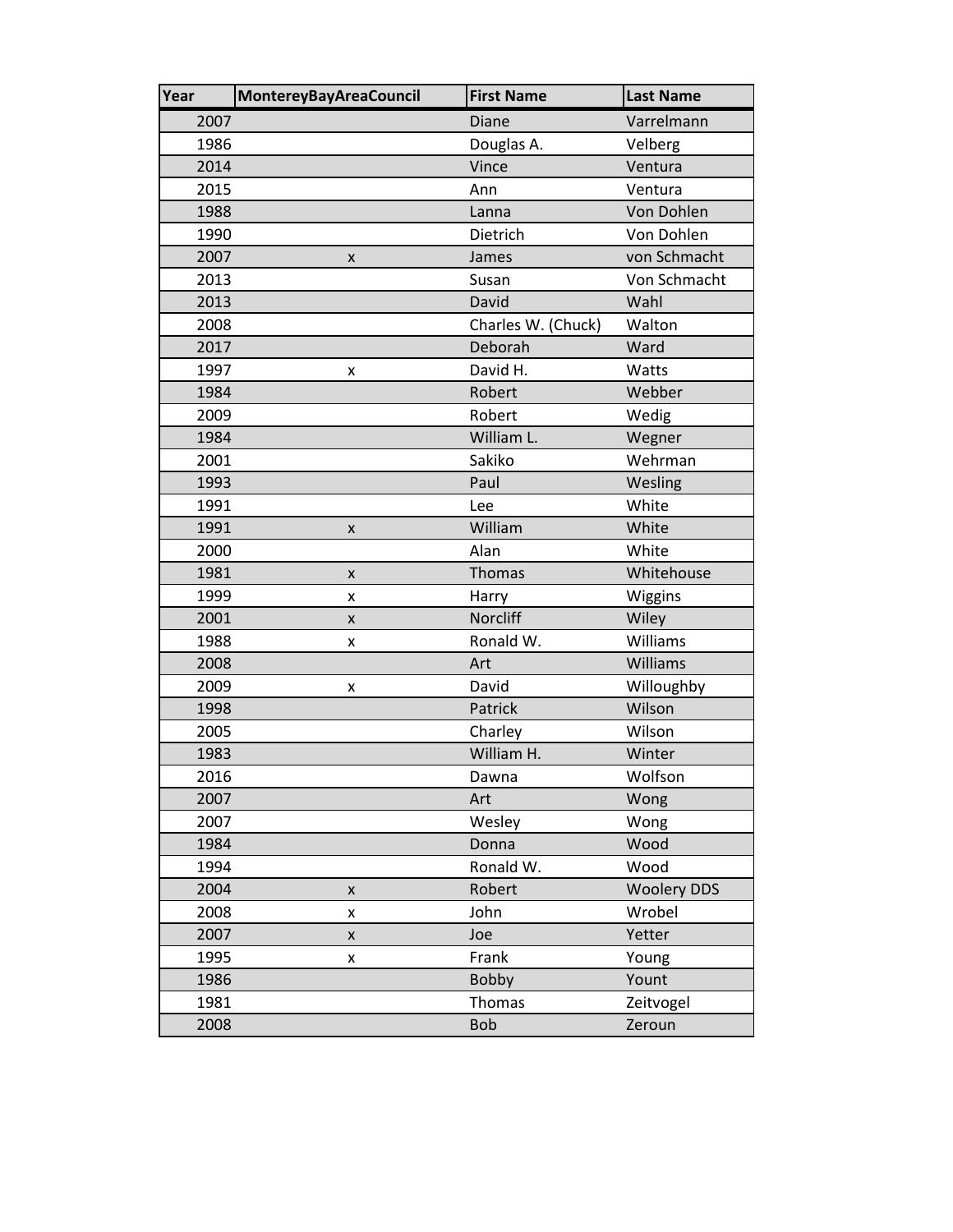| Year | MontereyBayAreaCouncil | First Name | Last Name |
|---|---|---|---|
| 2007 | | Diane | Varrelmann |
| 1986 | | Douglas A. | Velberg |
| 2014 | | Vince | Ventura |
| 2015 | | Ann | Ventura |
| 1988 | | Lanna | Von Dohlen |
| 1990 | | Dietrich | Von Dohlen |
| 2007 | x | James | von Schmacht |
| 2013 | | Susan | Von Schmacht |
| 2013 | | David | Wahl |
| 2008 | | Charles W. (Chuck) | Walton |
| 2017 | | Deborah | Ward |
| 1997 | x | David H. | Watts |
| 1984 | | Robert | Webber |
| 2009 | | Robert | Wedig |
| 1984 | | William L. | Wegner |
| 2001 | | Sakiko | Wehrman |
| 1993 | | Paul | Wesling |
| 1991 | | Lee | White |
| 1991 | x | William | White |
| 2000 | | Alan | White |
| 1981 | x | Thomas | Whitehouse |
| 1999 | x | Harry | Wiggins |
| 2001 | x | Norcliff | Wiley |
| 1988 | x | Ronald W. | Williams |
| 2008 | | Art | Williams |
| 2009 | x | David | Willoughby |
| 1998 | | Patrick | Wilson |
| 2005 | | Charley | Wilson |
| 1983 | | William H. | Winter |
| 2016 | | Dawna | Wolfson |
| 2007 | | Art | Wong |
| 2007 | | Wesley | Wong |
| 1984 | | Donna | Wood |
| 1994 | | Ronald W. | Wood |
| 2004 | x | Robert | Woolery DDS |
| 2008 | x | John | Wrobel |
| 2007 | x | Joe | Yetter |
| 1995 | x | Frank | Young |
| 1986 | | Bobby | Yount |
| 1981 | | Thomas | Zeitvogel |
| 2008 | | Bob | Zeroun |